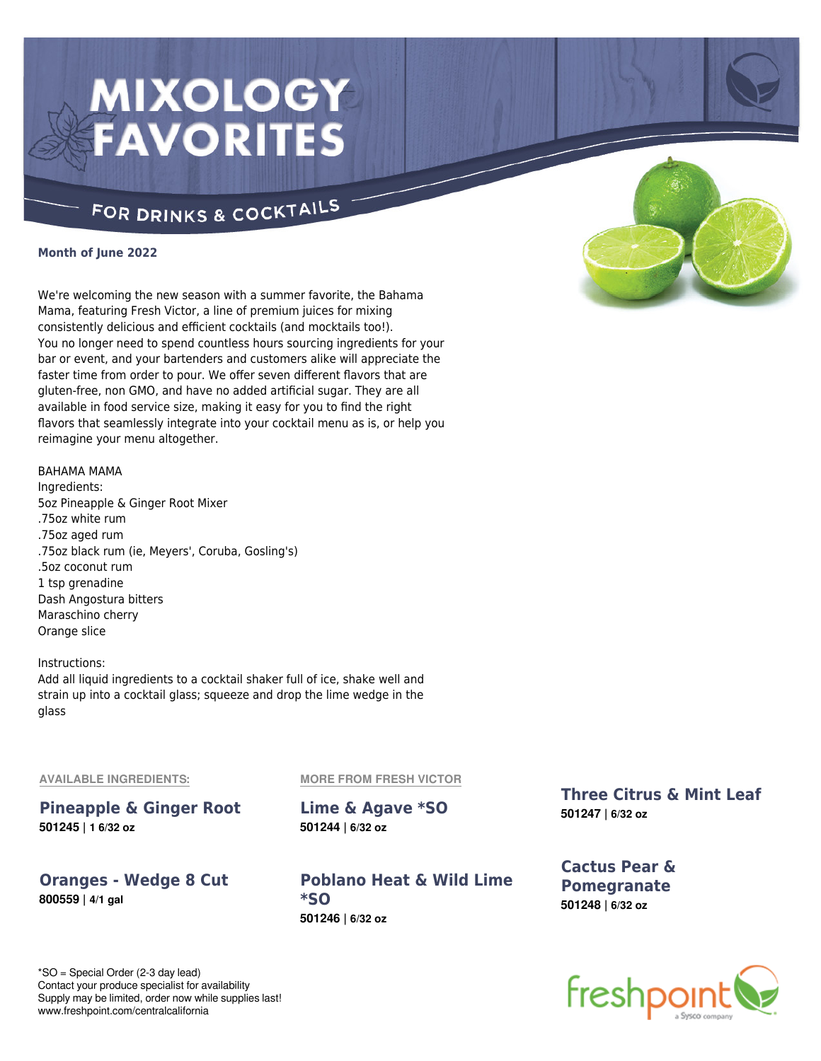# MIXOLOGY FAVORITES

## FOR DRINKS & COCKTAILS

**Month of June 2022**

We're welcoming the new season with a summer favorite, the Bahama Mama, featuring Fresh Victor, a line of premium juices for mixing consistently delicious and efficient cocktails (and mocktails too!). You no longer need to spend countless hours sourcing ingredients for your bar or event, and your bartenders and customers alike will appreciate the faster time from order to pour. We offer seven different flavors that are gluten-free, non GMO, and have no added artificial sugar. They are all available in food service size, making it easy for you to find the right flavors that seamlessly integrate into your cocktail menu as is, or help you reimagine your menu altogether.

BAHAMA MAMA
Ingredients:
5oz Pineapple & Ginger Root Mixer
.75oz white rum
.75oz aged rum
.75oz black rum (ie, Meyers', Coruba, Gosling's)
.5oz coconut rum
1 tsp grenadine
Dash Angostura bitters
Maraschino cherry
Orange slice

Instructions:
Add all liquid ingredients to a cocktail shaker full of ice, shake well and strain up into a cocktail glass; squeeze and drop the lime wedge in the glass

**AVAILABLE INGREDIENTS:**

### Pineapple & Ginger Root
**501245** | **1 6/32 oz**

### Oranges - Wedge 8 Cut
**800559** | **4/1 gal**

**MORE FROM FRESH VICTOR**

### Lime & Agave *SO
**501244** | **6/32 oz**

### Poblano Heat & Wild Lime *SO
**501246** | **6/32 oz**

### Three Citrus & Mint Leaf
**501247** | **6/32 oz**

### Cactus Pear & Pomegranate
**501248** | **6/32 oz**

*SO = Special Order (2-3 day lead)
Contact your produce specialist for availability
Supply may be limited, order now while supplies last!
www.freshpoint.com/centralcalifornia

freshpoint
a Sysco company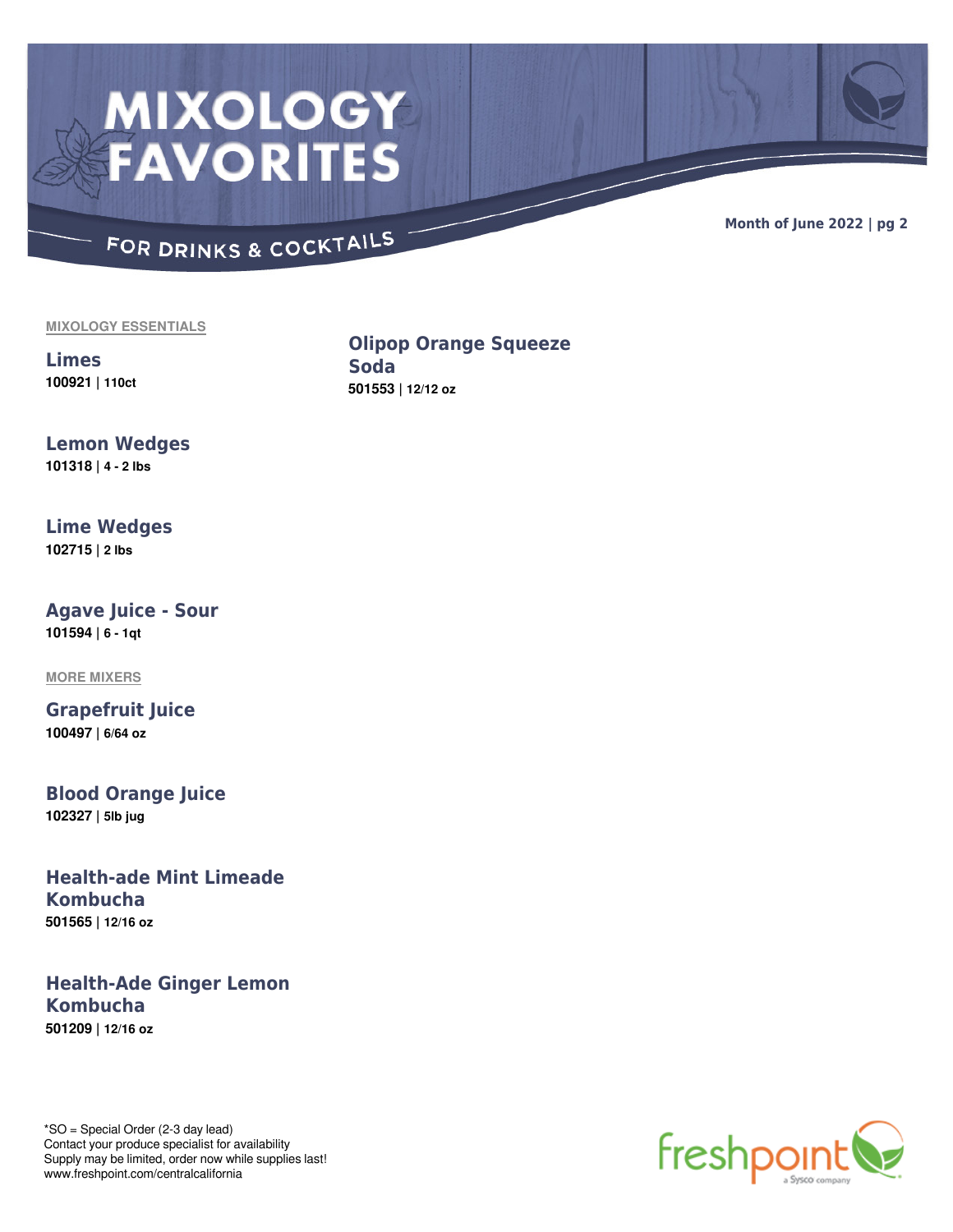# MIXOLOGY FAVORITES

FOR DRINKS & COCKTAILS

Month of June 2022 | pg 2

MIXOLOGY ESSENTIALS

### Limes
**100921** | **110ct**

### Lemon Wedges
**101318** | **4 - 2 lbs**

### Lime Wedges
**102715** | **2 lbs**

### Agave Juice - Sour
**101594** | **6 - 1qt**

MORE MIXERS

### Grapefruit Juice
**100497** | **6/64 oz**

### Blood Orange Juice
**102327** | **5lb jug**

### Health-ade Mint Limeade Kombucha
**501565** | **12/16 oz**

### Health-Ade Ginger Lemon Kombucha
**501209** | **12/16 oz**

### Olipop Orange Squeeze Soda
**501553** | **12/12 oz**

*SO = Special Order (2-3 day lead)
Contact your produce specialist for availability
Supply may be limited, order now while supplies last!
www.freshpoint.com/centralcalifornia

freshpoint a Sysco company